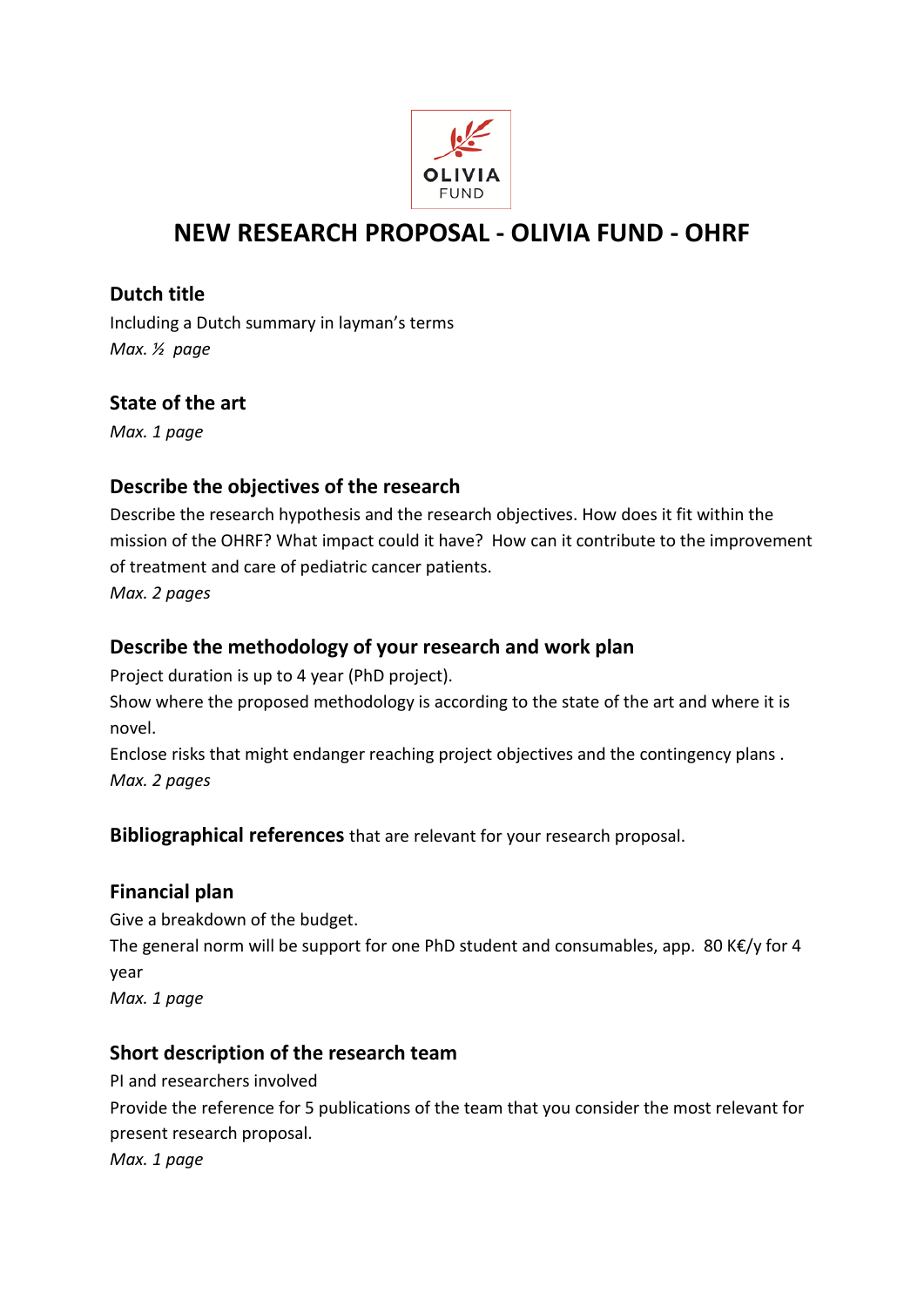# NEW RESEARCH PROPOSAL - OLIVIA FUND - OHRF

## Dutch title

Including a Dutch summary in layman's terms

*Max. ½ page*

## State of the art

*Max. 1 page*

## Describe the objectives of the research

Describe the research hypothesis and the research objectives. How does it fit within the mission of the OHRF? What impact could it have? How can it contribute to the improvement of treatment and care of pediatric cancer patients.

*Max. 2 pages*

## Describe the methodology of your research and work plan

Project duration is up to 4 year (PhD project).

Show where the proposed methodology is according to the state of the art and where it is novel.

Enclose risks that might endanger reaching project objectives and the contingency plans .

*Max. 2 pages*

**Bibliographical references** that are relevant for your research proposal.

## Financial plan

Give a breakdown of the budget.

The general norm will be support for one PhD student and consumables, app. 80 K€/y for 4 year

*Max. 1 page*

## Short description of the research team

PI and researchers involved

Provide the reference for 5 publications of the team that you consider the most relevant for present research proposal.

*Max. 1 page*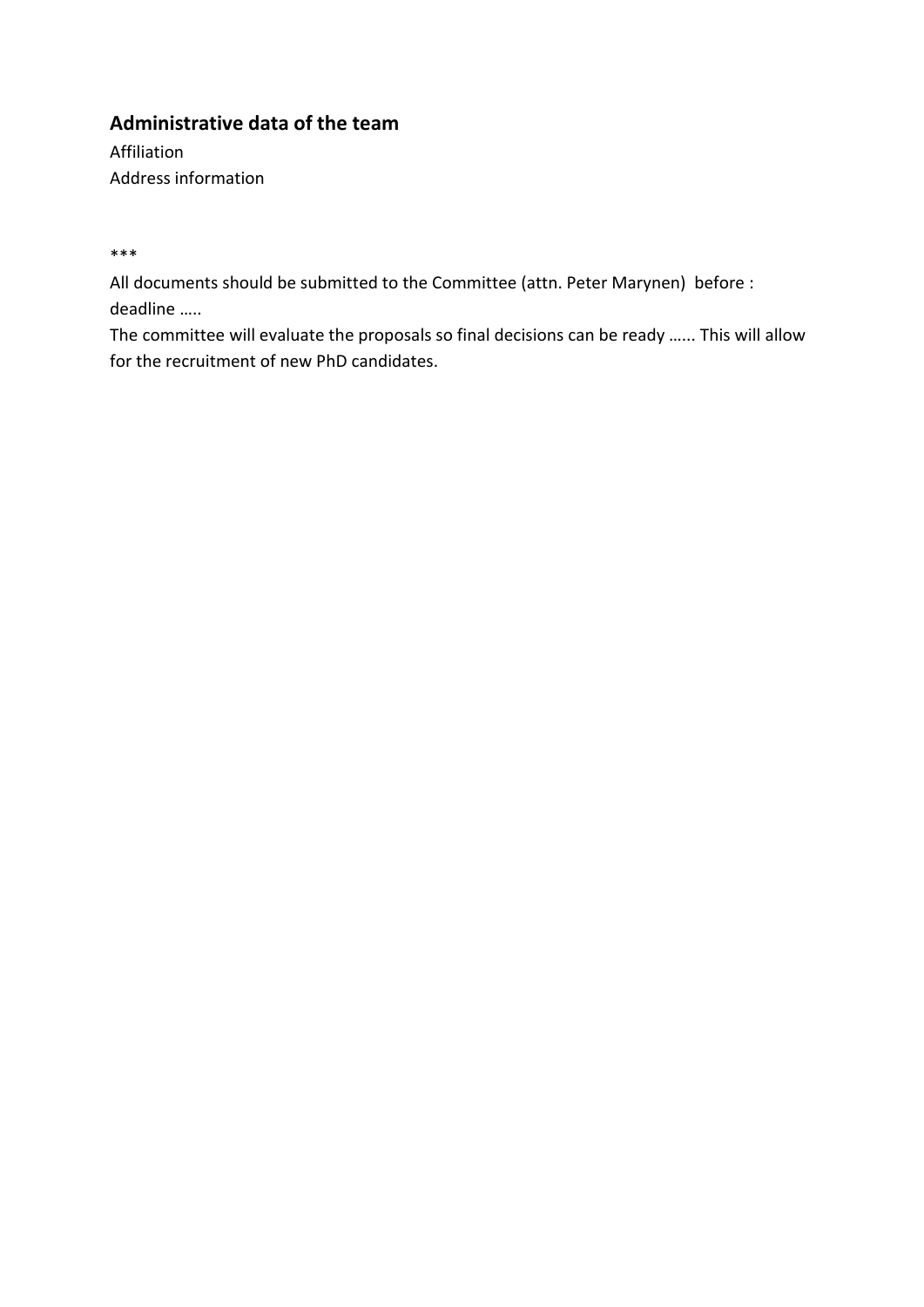## Administrative data of the team

Affiliation
Address information

***

All documents should be submitted to the Committee (attn. Peter Marynen) before : deadline …..

The committee will evaluate the proposals so final decisions can be ready …... This will allow for the recruitment of new PhD candidates.